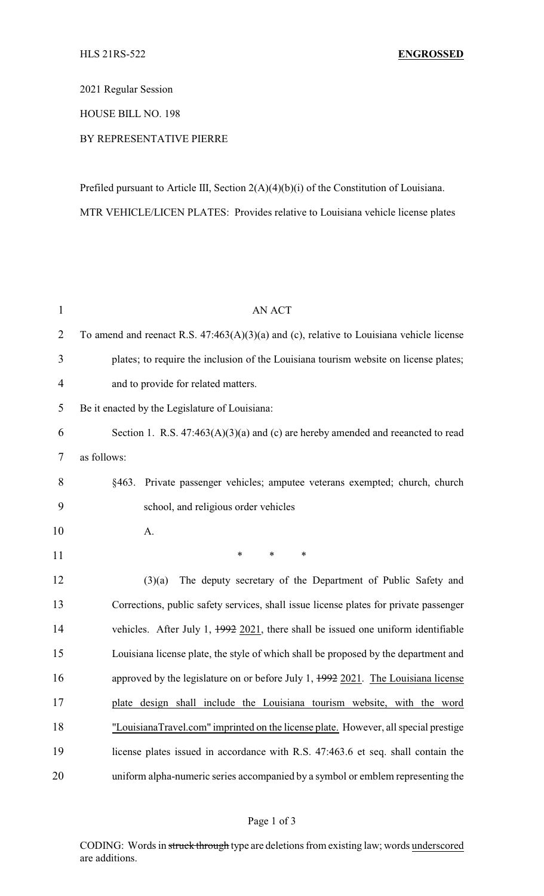HLS 21RS-522 **ENGROSSED**

2021 Regular Session

HOUSE BILL NO. 198

BY REPRESENTATIVE PIERRE

Prefiled pursuant to Article III, Section 2(A)(4)(b)(i) of the Constitution of Louisiana.

MTR VEHICLE/LICEN PLATES: Provides relative to Louisiana vehicle license plates

AN ACT

To amend and reenact R.S. 47:463(A)(3)(a) and (c), relative to Louisiana vehicle license plates; to require the inclusion of the Louisiana tourism website on license plates; and to provide for related matters.

Be it enacted by the Legislature of Louisiana:

Section 1. R.S. 47:463(A)(3)(a) and (c) are hereby amended and reenacted to read as follows:

§463. Private passenger vehicles; amputee veterans exempted; church, church school, and religious order vehicles

A.

\* \* \*

(3)(a) The deputy secretary of the Department of Public Safety and Corrections, public safety services, shall issue license plates for private passenger vehicles. After July 1, ~~1992~~ <u>2021</u>, there shall be issued one uniform identifiable Louisiana license plate, the style of which shall be proposed by the department and approved by the legislature on or before July 1, ~~1992~~ <u>2021</u>. <u>The Louisiana license plate design shall include the Louisiana tourism website, with the word "LouisianaTravel.com" imprinted on the license plate.</u> However, all special prestige license plates issued in accordance with R.S. 47:463.6 et seq. shall contain the uniform alpha-numeric series accompanied by a symbol or emblem representing the

CODING: Words in ~~struck through~~ type are deletions from existing law; words <u>underscored</u> are additions.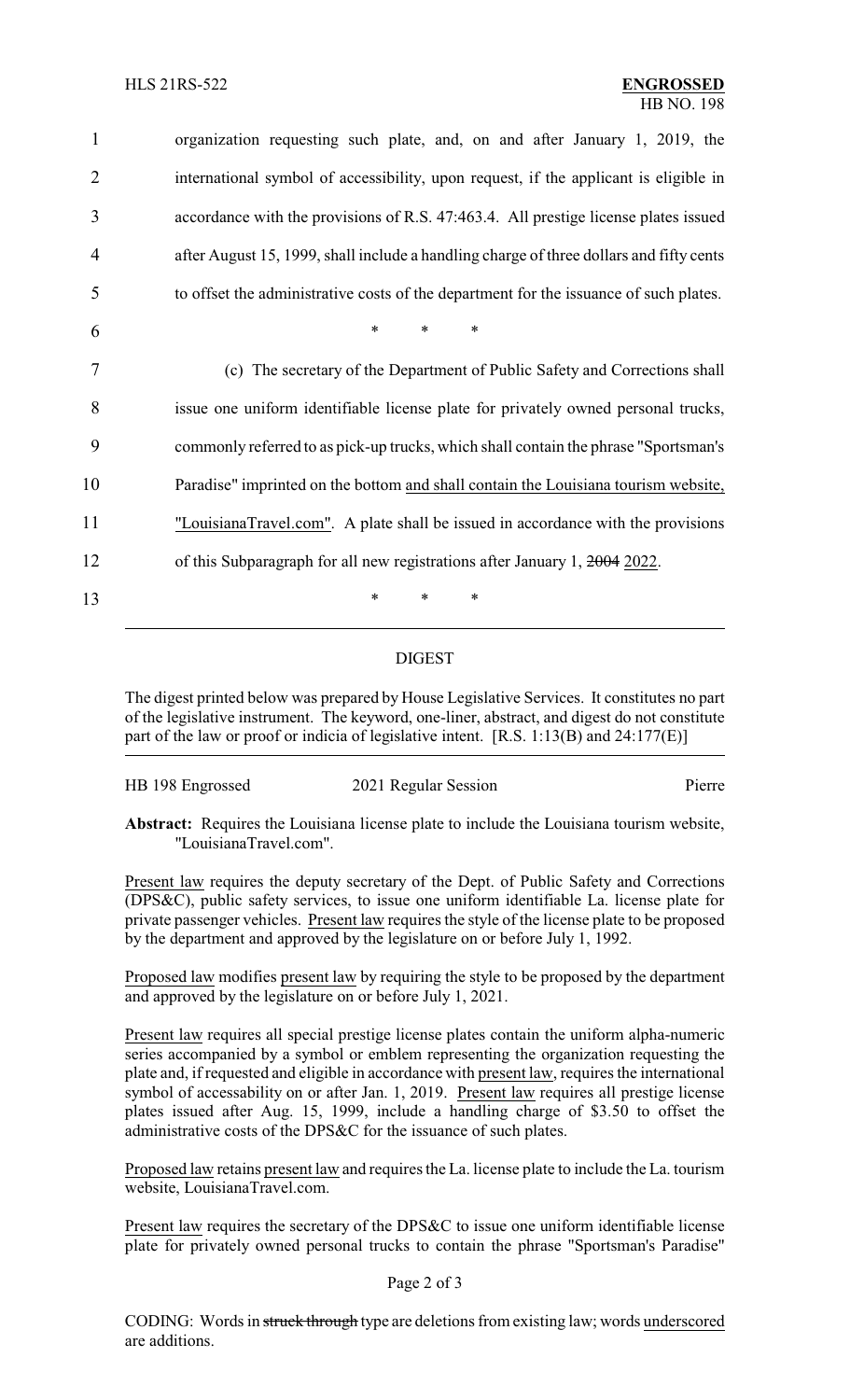organization requesting such plate, and, on and after January 1, 2019, the international symbol of accessibility, upon request, if the applicant is eligible in accordance with the provisions of R.S. 47:463.4. All prestige license plates issued after August 15, 1999, shall include a handling charge of three dollars and fifty cents to offset the administrative costs of the department for the issuance of such plates.

\* \* \*

(c) The secretary of the Department of Public Safety and Corrections shall issue one uniform identifiable license plate for privately owned personal trucks, commonly referred to as pick-up trucks, which shall contain the phrase "Sportsman's Paradise" imprinted on the bottom and shall contain the Louisiana tourism website, "LouisianaTravel.com". A plate shall be issued in accordance with the provisions of this Subparagraph for all new registrations after January 1, ~~2004~~ 2022.

\* \* \*

## DIGEST

The digest printed below was prepared by House Legislative Services. It constitutes no part of the legislative instrument. The keyword, one-liner, abstract, and digest do not constitute part of the law or proof or indicia of legislative intent. [R.S. 1:13(B) and 24:177(E)]

HB 198 Engrossed 2021 Regular Session Pierre

**Abstract:** Requires the Louisiana license plate to include the Louisiana tourism website, "LouisianaTravel.com".

Present law requires the deputy secretary of the Dept. of Public Safety and Corrections (DPS&C), public safety services, to issue one uniform identifiable La. license plate for private passenger vehicles. Present law requires the style of the license plate to be proposed by the department and approved by the legislature on or before July 1, 1992.

Proposed law modifies present law by requiring the style to be proposed by the department and approved by the legislature on or before July 1, 2021.

Present law requires all special prestige license plates contain the uniform alpha-numeric series accompanied by a symbol or emblem representing the organization requesting the plate and, if requested and eligible in accordance with present law, requires the international symbol of accessability on or after Jan. 1, 2019. Present law requires all prestige license plates issued after Aug. 15, 1999, include a handling charge of $3.50 to offset the administrative costs of the DPS&C for the issuance of such plates.

Proposed law retains present law and requires the La. license plate to include the La. tourism website, LouisianaTravel.com.

Present law requires the secretary of the DPS&C to issue one uniform identifiable license plate for privately owned personal trucks to contain the phrase "Sportsman's Paradise"

CODING: Words in ~~struck through~~ type are deletions from existing law; words underscored are additions.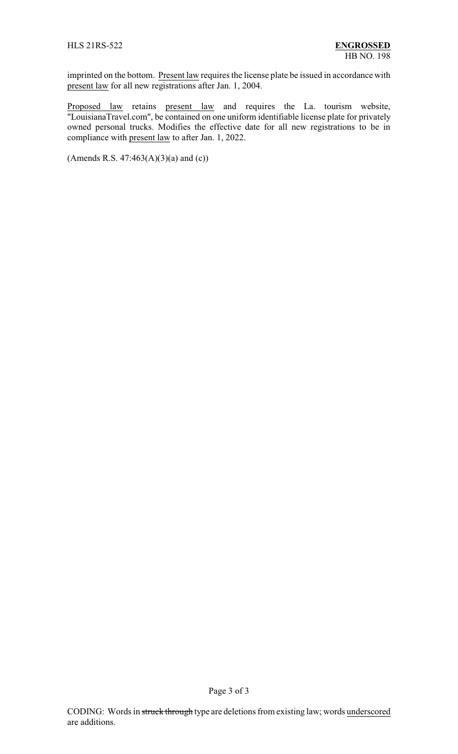imprinted on the bottom. Present law requires the license plate be issued in accordance with present law for all new registrations after Jan. 1, 2004.

Proposed law retains present law and requires the La. tourism website, "LouisianaTravel.com", be contained on one uniform identifiable license plate for privately owned personal trucks. Modifies the effective date for all new registrations to be in compliance with present law to after Jan. 1, 2022.

(Amends R.S. 47:463(A)(3)(a) and (c))